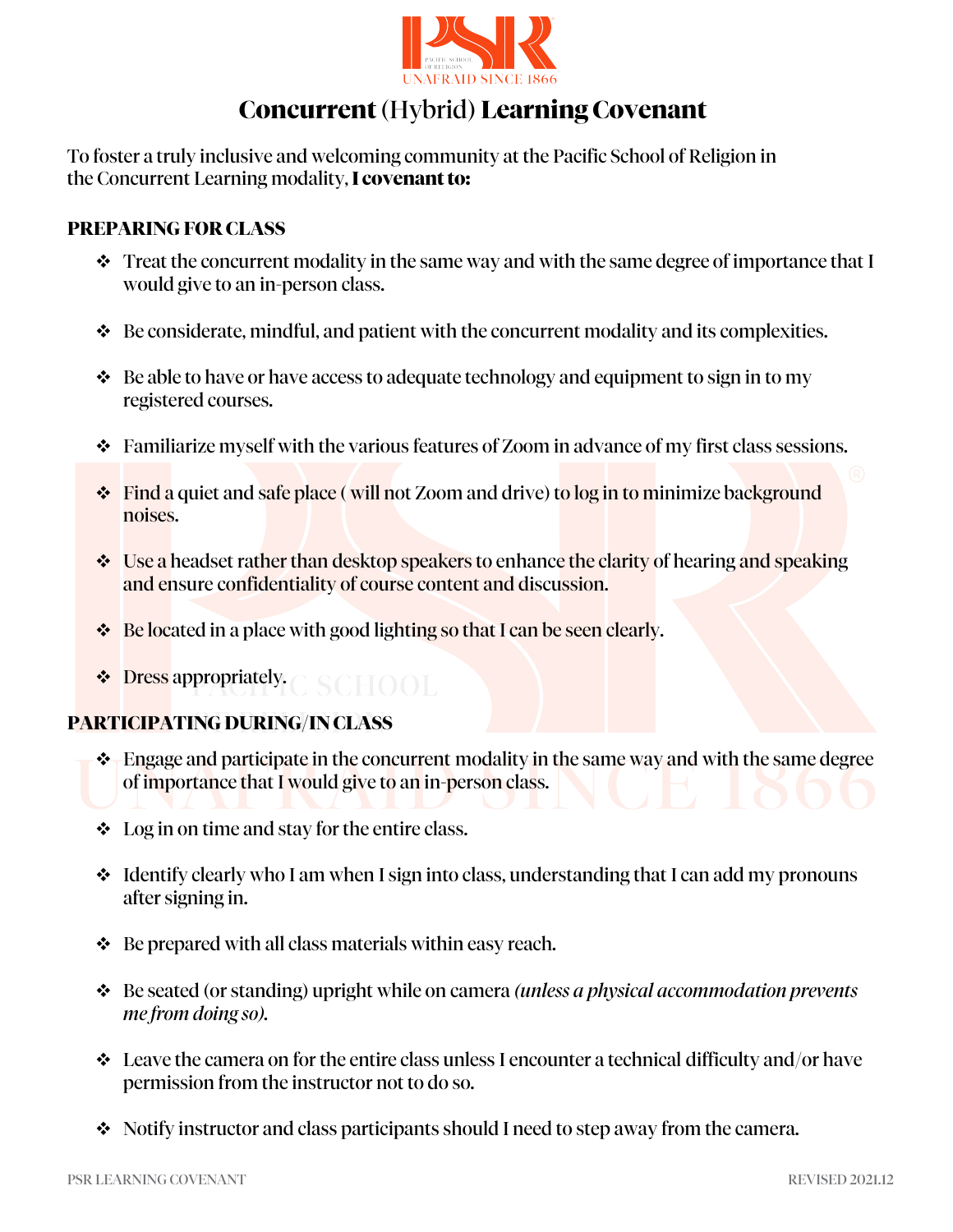# **Concurrent** (Hybrid) **Learning Covenant**

To foster a truly inclusive and welcoming community at the Pacific School of Religion in the Concurrent Learning modality, **I covenant to:**

## PREPARING FOR CLASS

- Treat the concurrent modality in the same way and with the same degree of importance that I would give to an in-person class.
- Be considerate, mindful, and patient with the concurrent modality and its complexities.
- Be able to have or have access to adequate technology and equipment to sign in to my registered courses.
- Familiarize myself with the various features of Zoom in advance of my first class sessions.
- Find a quiet and safe place ( will not Zoom and drive) to log in to minimize background noises.
- Use a headset rather than desktop speakers to enhance the clarity of hearing and speaking and ensure confidentiality of course content and discussion.
- Be located in a place with good lighting so that I can be seen clearly.
- Dress appropriately.

## PARTICIPATING DURING/IN CLASS

- Engage and participate in the concurrent modality in the same way and with the same degree of importance that I would give to an in-person class.
- Log in on time and stay for the entire class.
- Identify clearly who I am when I sign into class, understanding that I can add my pronouns after signing in.
- Be prepared with all class materials within easy reach.
- Be seated (or standing) upright while on camera *(unless a physical accommodation prevents me from doing so).*
- Leave the camera on for the entire class unless I encounter a technical difficulty and/or have permission from the instructor not to do so.
- Notify instructor and class participants should I need to step away from the camera.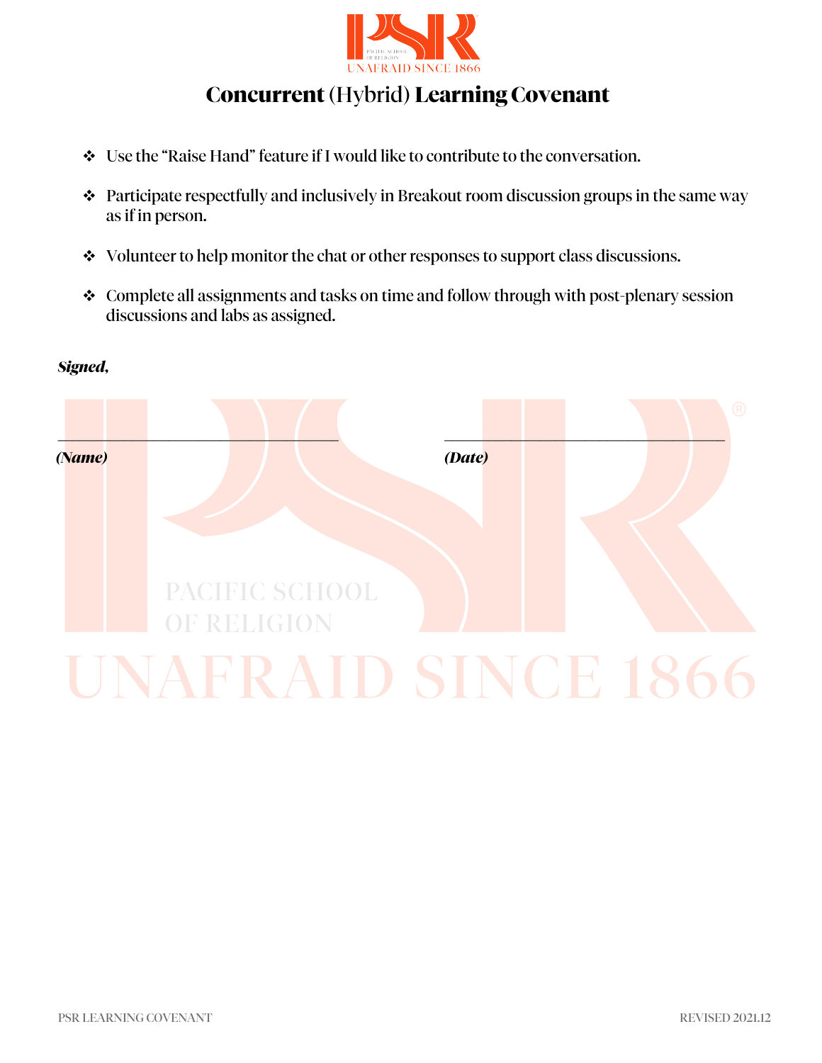# **Concurrent** (Hybrid) **Learning Covenant**

- Use the "Raise Hand" feature if I would like to contribute to the conversation.
- Participate respectfully and inclusively in Breakout room discussion groups in the same way as if in person.
- Volunteer to help monitor the chat or other responses to support class discussions.
- Complete all assignments and tasks on time and follow through with post-plenary session discussions and labs as assigned.

***Signed,***

\_\_\_\_\_\_\_\_\_\_\_\_\_\_\_\_\_\_\_\_\_\_\_\_\_\_\_\_\_\_\_\_\_\_\_\_\_\_\_\_ \_\_\_\_\_\_\_\_\_\_\_\_\_\_\_\_\_\_\_\_\_\_\_\_\_\_\_\_\_\_\_\_\_\_\_\_\_\_\_\_

***(Name)*** ***(Date)***